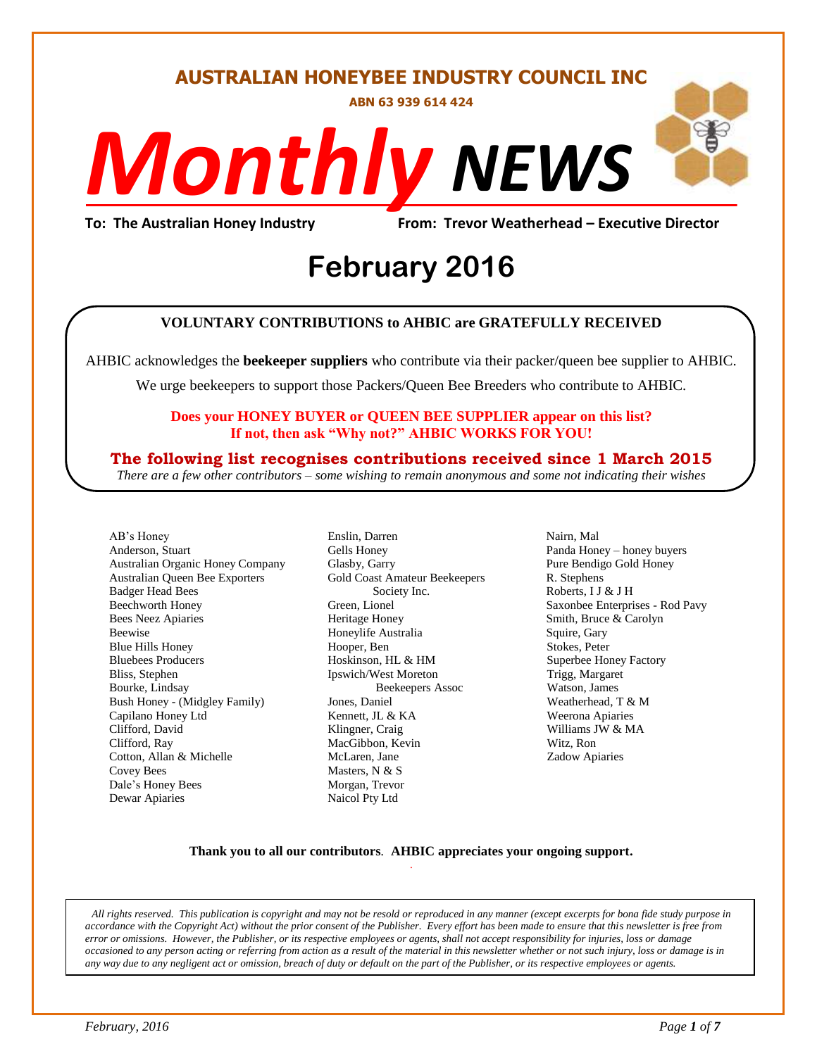# AUSTRALIAN HONEYBEE INDUSTRY COUNCIL INC

**ABN 63 939 614 424**

# *Monthly NEWS*

**To: The Australian Honey Industry** **From: Trevor Weatherhead – Executive Director**

## February 2016

**VOLUNTARY CONTRIBUTIONS to AHBIC are GRATEFULLY RECEIVED**

AHBIC acknowledges the **beekeeper suppliers** who contribute via their packer/queen bee supplier to AHBIC.

We urge beekeepers to support those Packers/Queen Bee Breeders who contribute to AHBIC.

**Does your HONEY BUYER or QUEEN BEE SUPPLIER appear on this list?**
**If not, then ask "Why not?" AHBIC WORKS FOR YOU!**

**The following list recognises contributions received since 1 March 2015**

*There are a few other contributors – some wishing to remain anonymous and some not indicating their wishes*

AB's Honey
Anderson, Stuart
Australian Organic Honey Company
Australian Queen Bee Exporters
Badger Head Bees
Beechworth Honey
Bees Neez Apiaries
Beewise
Blue Hills Honey
Bluebees Producers
Bliss, Stephen
Bourke, Lindsay
Bush Honey - (Midgley Family)
Capilano Honey Ltd
Clifford, David
Clifford, Ray
Cotton, Allan & Michelle
Covey Bees
Dale's Honey Bees
Dewar Apiaries
Enslin, Darren
Gells Honey
Glasby, Garry
Gold Coast Amateur Beekeepers Society Inc.
Green, Lionel
Heritage Honey
Honeylife Australia
Hooper, Ben
Hoskinson, HL & HM
Ipswich/West Moreton Beekeepers Assoc
Jones, Daniel
Kennett, JL & KA
Klingner, Craig
MacGibbon, Kevin
McLaren, Jane
Masters, N & S
Morgan, Trevor
Naicol Pty Ltd
Nairn, Mal
Panda Honey – honey buyers
Pure Bendigo Gold Honey
R. Stephens
Roberts, I J & J H
Saxonbee Enterprises - Rod Pavy
Smith, Bruce & Carolyn
Squire, Gary
Stokes, Peter
Superbee Honey Factory
Trigg, Margaret
Watson, James
Weatherhead, T & M
Weerona Apiaries
Williams JW & MA
Witz, Ron
Zadow Apiaries

**Thank you to all our contributors**. **AHBIC appreciates your ongoing support.**

*All rights reserved. This publication is copyright and may not be resold or reproduced in any manner (except excerpts for bona fide study purpose in accordance with the Copyright Act) without the prior consent of the Publisher. Every effort has been made to ensure that this newsletter is free from error or omissions. However, the Publisher, or its respective employees or agents, shall not accept responsibility for injuries, loss or damage occasioned to any person acting or referring from action as a result of the material in this newsletter whether or not such injury, loss or damage is in any way due to any negligent act or omission, breach of duty or default on the part of the Publisher, or its respective employees or agents.*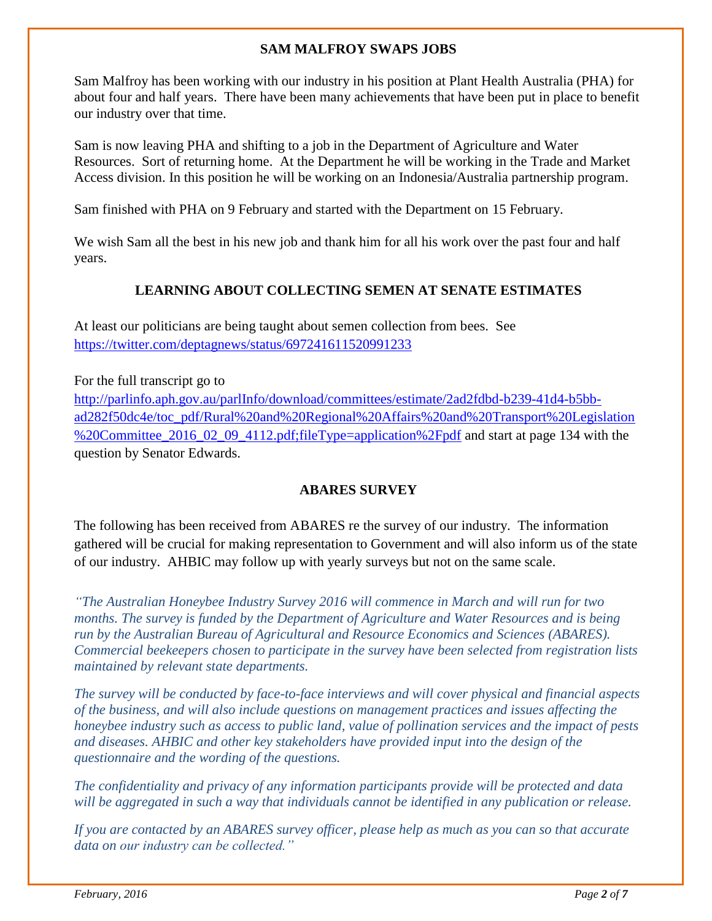## SAM MALFROY SWAPS JOBS

Sam Malfroy has been working with our industry in his position at Plant Health Australia (PHA) for about four and half years. There have been many achievements that have been put in place to benefit our industry over that time.

Sam is now leaving PHA and shifting to a job in the Department of Agriculture and Water Resources. Sort of returning home. At the Department he will be working in the Trade and Market Access division. In this position he will be working on an Indonesia/Australia partnership program.

Sam finished with PHA on 9 February and started with the Department on 15 February.

We wish Sam all the best in his new job and thank him for all his work over the past four and half years.

## LEARNING ABOUT COLLECTING SEMEN AT SENATE ESTIMATES

At least our politicians are being taught about semen collection from bees. See https://twitter.com/deptagnews/status/697241611520991233

For the full transcript go to http://parlinfo.aph.gov.au/parlInfo/download/committees/estimate/2ad2fdbd-b239-41d4-b5bb-ad282f50dc4e/toc_pdf/Rural%20and%20Regional%20Affairs%20and%20Transport%20Legislation%20Committee_2016_02_09_4112.pdf;fileType=application%2Fpdf and start at page 134 with the question by Senator Edwards.

## ABARES SURVEY

The following has been received from ABARES re the survey of our industry. The information gathered will be crucial for making representation to Government and will also inform us of the state of our industry. AHBIC may follow up with yearly surveys but not on the same scale.

*"The Australian Honeybee Industry Survey 2016 will commence in March and will run for two months. The survey is funded by the Department of Agriculture and Water Resources and is being run by the Australian Bureau of Agricultural and Resource Economics and Sciences (ABARES). Commercial beekeepers chosen to participate in the survey have been selected from registration lists maintained by relevant state departments.*

*The survey will be conducted by face-to-face interviews and will cover physical and financial aspects of the business, and will also include questions on management practices and issues affecting the honeybee industry such as access to public land, value of pollination services and the impact of pests and diseases. AHBIC and other key stakeholders have provided input into the design of the questionnaire and the wording of the questions.*

*The confidentiality and privacy of any information participants provide will be protected and data will be aggregated in such a way that individuals cannot be identified in any publication or release.*

*If you are contacted by an ABARES survey officer, please help as much as you can so that accurate data on our industry can be collected."*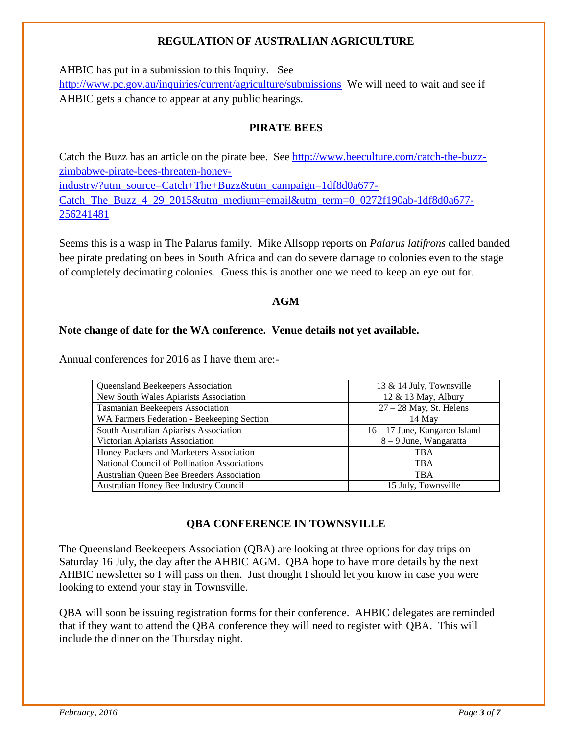## REGULATION OF AUSTRALIAN AGRICULTURE

AHBIC has put in a submission to this Inquiry. See http://www.pc.gov.au/inquiries/current/agriculture/submissions We will need to wait and see if AHBIC gets a chance to appear at any public hearings.

## PIRATE BEES

Catch the Buzz has an article on the pirate bee. See http://www.beeculture.com/catch-the-buzz-zimbabwe-pirate-bees-threaten-honey-industry/?utm_source=Catch+The+Buzz&utm_campaign=1df8d0a677-Catch_The_Buzz_4_29_2015&utm_medium=email&utm_term=0_0272f190ab-1df8d0a677-256241481

Seems this is a wasp in The Palarus family. Mike Allsopp reports on *Palarus latifrons* called banded bee pirate predating on bees in South Africa and can do severe damage to colonies even to the stage of completely decimating colonies. Guess this is another one we need to keep an eye out for.

## AGM

**Note change of date for the WA conference. Venue details not yet available.**

Annual conferences for 2016 as I have them are:-

| Association | Date / Venue |
| --- | --- |
| Queensland Beekeepers Association | 13 & 14 July, Townsville |
| New South Wales Apiarists Association | 12 & 13 May, Albury |
| Tasmanian Beekeepers Association | 27 – 28 May, St. Helens |
| WA Farmers Federation - Beekeeping Section | 14 May |
| South Australian Apiarists Association | 16 – 17 June, Kangaroo Island |
| Victorian Apiarists Association | 8 – 9 June, Wangaratta |
| Honey Packers and Marketers Association | TBA |
| National Council of Pollination Associations | TBA |
| Australian Queen Bee Breeders Association | TBA |
| Australian Honey Bee Industry Council | 15 July, Townsville |

## QBA CONFERENCE IN TOWNSVILLE

The Queensland Beekeepers Association (QBA) are looking at three options for day trips on Saturday 16 July, the day after the AHBIC AGM. QBA hope to have more details by the next AHBIC newsletter so I will pass on then. Just thought I should let you know in case you were looking to extend your stay in Townsville.

QBA will soon be issuing registration forms for their conference. AHBIC delegates are reminded that if they want to attend the QBA conference they will need to register with QBA. This will include the dinner on the Thursday night.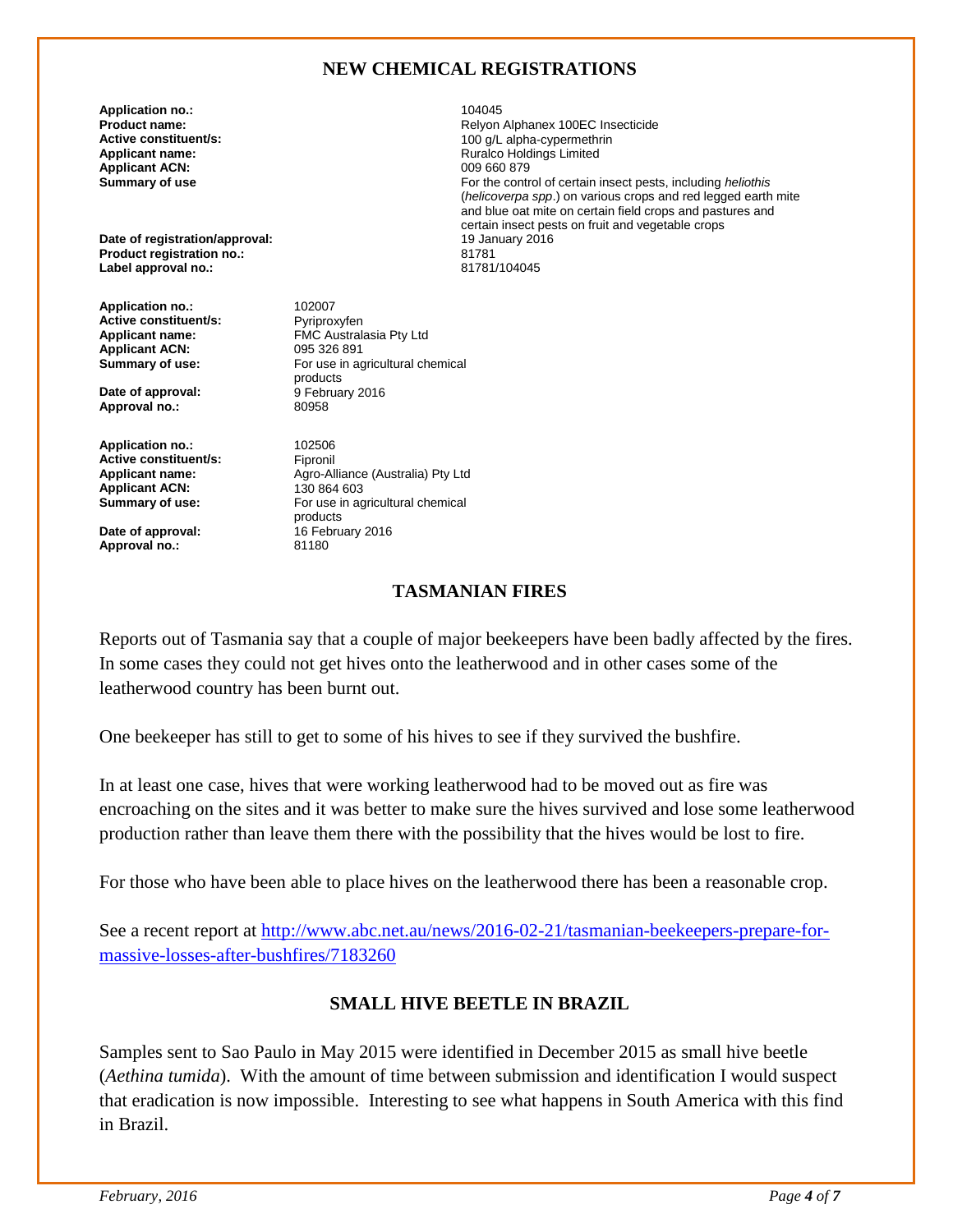## NEW CHEMICAL REGISTRATIONS

**Application no.:** 104045
**Product name:** Relyon Alphanex 100EC Insecticide
**Active constituent/s:** 100 g/L alpha-cypermethrin
**Applicant name:** Ruralco Holdings Limited
**Applicant ACN:** 009 660 879
**Summary of use** For the control of certain insect pests, including *heliothis* (*helicoverpa spp*.) on various crops and red legged earth mite and blue oat mite on certain field crops and pastures and certain insect pests on fruit and vegetable crops
**Date of registration/approval:** 19 January 2016
**Product registration no.:** 81781
**Label approval no.:** 81781/104045

**Application no.:** 102007
**Active constituent/s:** Pyriproxyfen
**Applicant name:** FMC Australasia Pty Ltd
**Applicant ACN:** 095 326 891
**Summary of use:** For use in agricultural chemical products
**Date of approval:** 9 February 2016
**Approval no.:** 80958

**Application no.:** 102506
**Active constituent/s:** Fipronil
**Applicant name:** Agro-Alliance (Australia) Pty Ltd
**Applicant ACN:** 130 864 603
**Summary of use:** For use in agricultural chemical products
**Date of approval:** 16 February 2016
**Approval no.:** 81180

## TASMANIAN FIRES

Reports out of Tasmania say that a couple of major beekeepers have been badly affected by the fires. In some cases they could not get hives onto the leatherwood and in other cases some of the leatherwood country has been burnt out.

One beekeeper has still to get to some of his hives to see if they survived the bushfire.

In at least one case, hives that were working leatherwood had to be moved out as fire was encroaching on the sites and it was better to make sure the hives survived and lose some leatherwood production rather than leave them there with the possibility that the hives would be lost to fire.

For those who have been able to place hives on the leatherwood there has been a reasonable crop.

See a recent report at [http://www.abc.net.au/news/2016-02-21/tasmanian-beekeepers-prepare-for-massive-losses-after-bushfires/7183260](http://www.abc.net.au/news/2016-02-21/tasmanian-beekeepers-prepare-for-massive-losses-after-bushfires/7183260)

## SMALL HIVE BEETLE IN BRAZIL

Samples sent to Sao Paulo in May 2015 were identified in December 2015 as small hive beetle (*Aethina tumida*). With the amount of time between submission and identification I would suspect that eradication is now impossible. Interesting to see what happens in South America with this find in Brazil.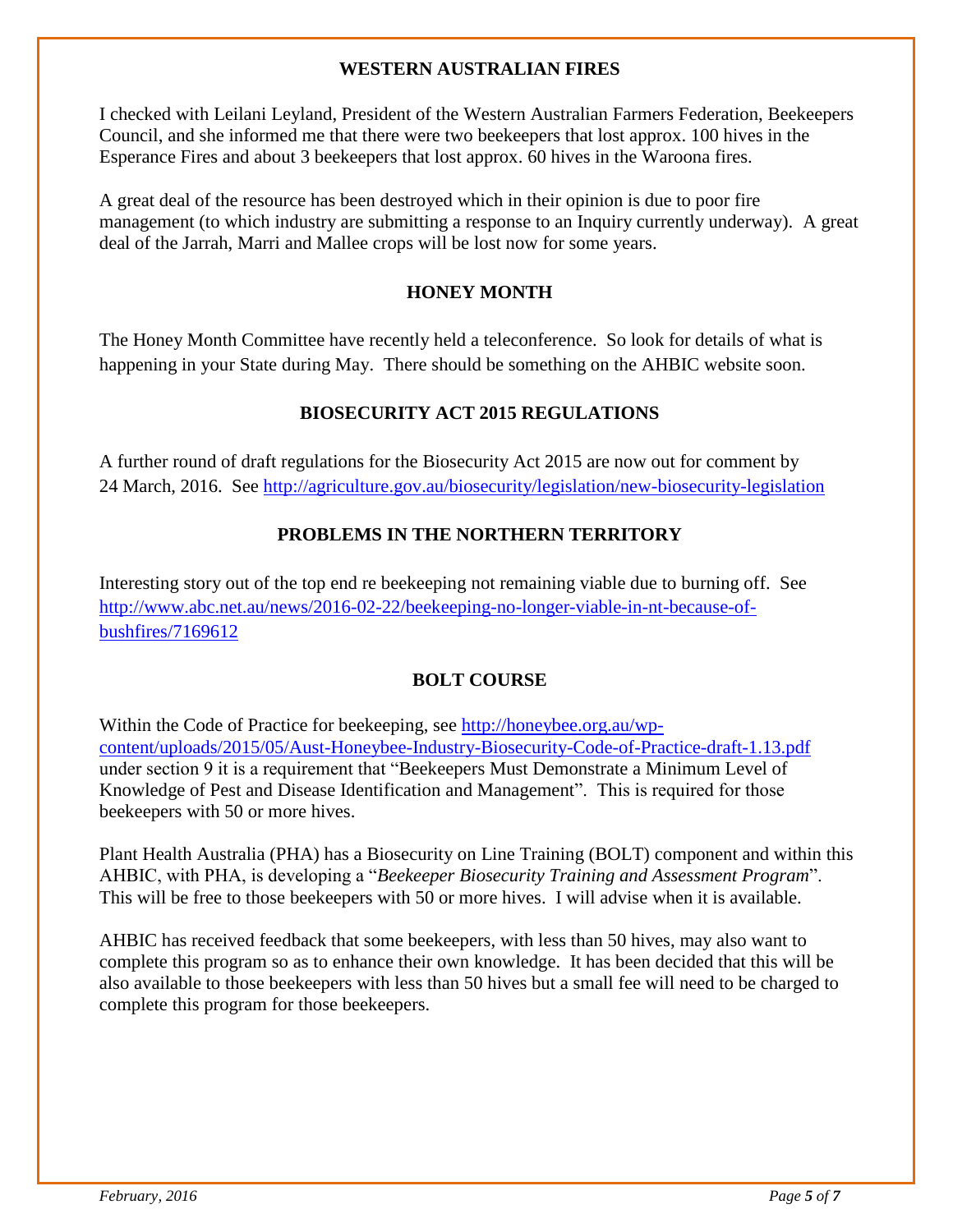## WESTERN AUSTRALIAN FIRES

I checked with Leilani Leyland, President of the Western Australian Farmers Federation, Beekeepers Council, and she informed me that there were two beekeepers that lost approx. 100 hives in the Esperance Fires and about 3 beekeepers that lost approx. 60 hives in the Waroona fires.

A great deal of the resource has been destroyed which in their opinion is due to poor fire management (to which industry are submitting a response to an Inquiry currently underway). A great deal of the Jarrah, Marri and Mallee crops will be lost now for some years.

## HONEY MONTH

The Honey Month Committee have recently held a teleconference. So look for details of what is happening in your State during May. There should be something on the AHBIC website soon.

## BIOSECURITY ACT 2015 REGULATIONS

A further round of draft regulations for the Biosecurity Act 2015 are now out for comment by 24 March, 2016. See http://agriculture.gov.au/biosecurity/legislation/new-biosecurity-legislation

## PROBLEMS IN THE NORTHERN TERRITORY

Interesting story out of the top end re beekeeping not remaining viable due to burning off. See http://www.abc.net.au/news/2016-02-22/beekeeping-no-longer-viable-in-nt-because-of-bushfires/7169612

## BOLT COURSE

Within the Code of Practice for beekeeping, see http://honeybee.org.au/wp-content/uploads/2015/05/Aust-Honeybee-Industry-Biosecurity-Code-of-Practice-draft-1.13.pdf under section 9 it is a requirement that "Beekeepers Must Demonstrate a Minimum Level of Knowledge of Pest and Disease Identification and Management". This is required for those beekeepers with 50 or more hives.

Plant Health Australia (PHA) has a Biosecurity on Line Training (BOLT) component and within this AHBIC, with PHA, is developing a "*Beekeeper Biosecurity Training and Assessment Program*". This will be free to those beekeepers with 50 or more hives. I will advise when it is available.

AHBIC has received feedback that some beekeepers, with less than 50 hives, may also want to complete this program so as to enhance their own knowledge. It has been decided that this will be also available to those beekeepers with less than 50 hives but a small fee will need to be charged to complete this program for those beekeepers.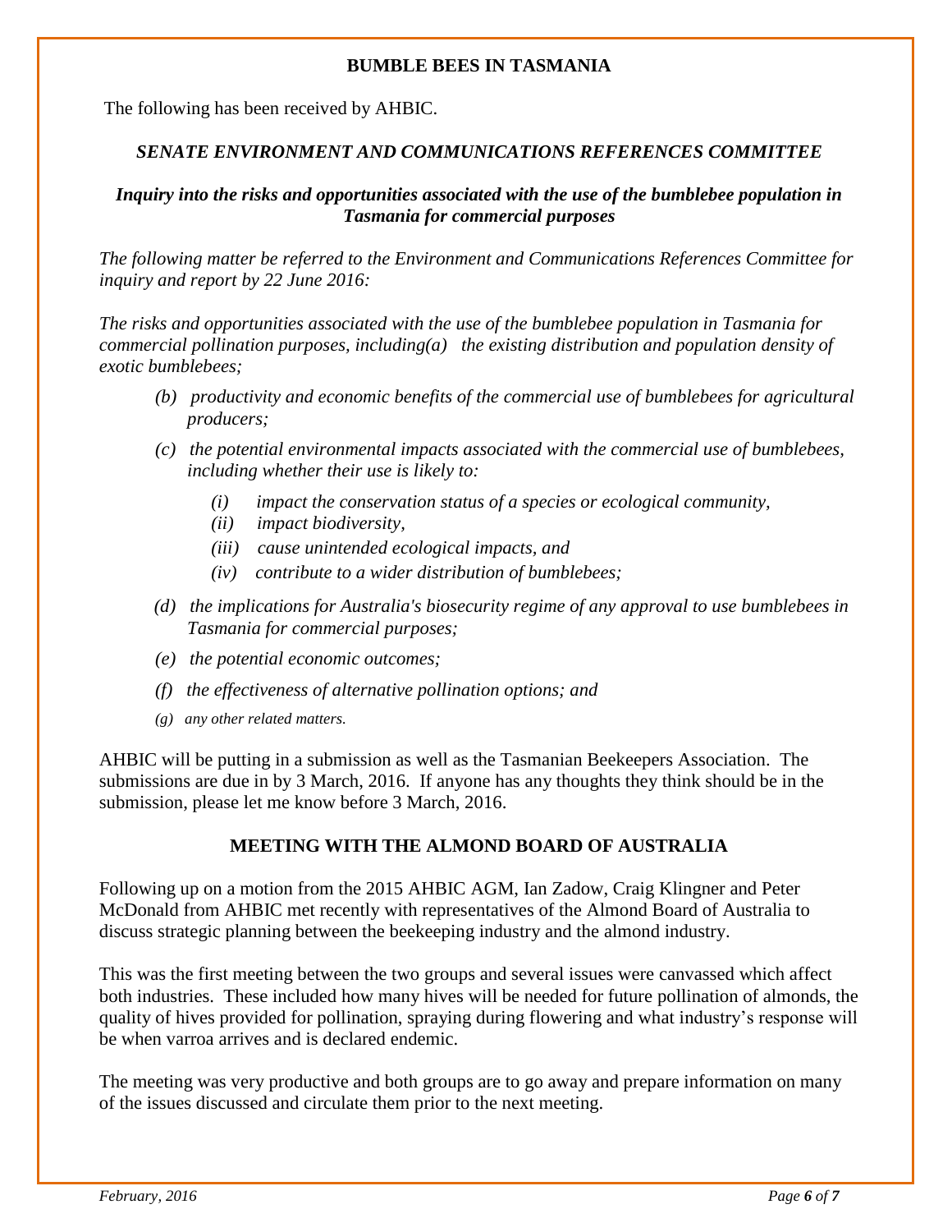## BUMBLE BEES IN TASMANIA

The following has been received by AHBIC.

### *SENATE ENVIRONMENT AND COMMUNICATIONS REFERENCES COMMITTEE*

***Inquiry into the risks and opportunities associated with the use of the bumblebee population in Tasmania for commercial purposes***

*The following matter be referred to the Environment and Communications References Committee for inquiry and report by 22 June 2016:*

*The risks and opportunities associated with the use of the bumblebee population in Tasmania for commercial pollination purposes, including(a) the existing distribution and population density of exotic bumblebees;*

- *(b) productivity and economic benefits of the commercial use of bumblebees for agricultural producers;*
- *(c) the potential environmental impacts associated with the commercial use of bumblebees, including whether their use is likely to:*
  - *(i) impact the conservation status of a species or ecological community,*
  - *(ii) impact biodiversity,*
  - *(iii) cause unintended ecological impacts, and*
  - *(iv) contribute to a wider distribution of bumblebees;*
- *(d) the implications for Australia's biosecurity regime of any approval to use bumblebees in Tasmania for commercial purposes;*
- *(e) the potential economic outcomes;*
- *(f) the effectiveness of alternative pollination options; and*
- *(g) any other related matters.*

AHBIC will be putting in a submission as well as the Tasmanian Beekeepers Association. The submissions are due in by 3 March, 2016. If anyone has any thoughts they think should be in the submission, please let me know before 3 March, 2016.

## MEETING WITH THE ALMOND BOARD OF AUSTRALIA

Following up on a motion from the 2015 AHBIC AGM, Ian Zadow, Craig Klingner and Peter McDonald from AHBIC met recently with representatives of the Almond Board of Australia to discuss strategic planning between the beekeeping industry and the almond industry.

This was the first meeting between the two groups and several issues were canvassed which affect both industries. These included how many hives will be needed for future pollination of almonds, the quality of hives provided for pollination, spraying during flowering and what industry's response will be when varroa arrives and is declared endemic.

The meeting was very productive and both groups are to go away and prepare information on many of the issues discussed and circulate them prior to the next meeting.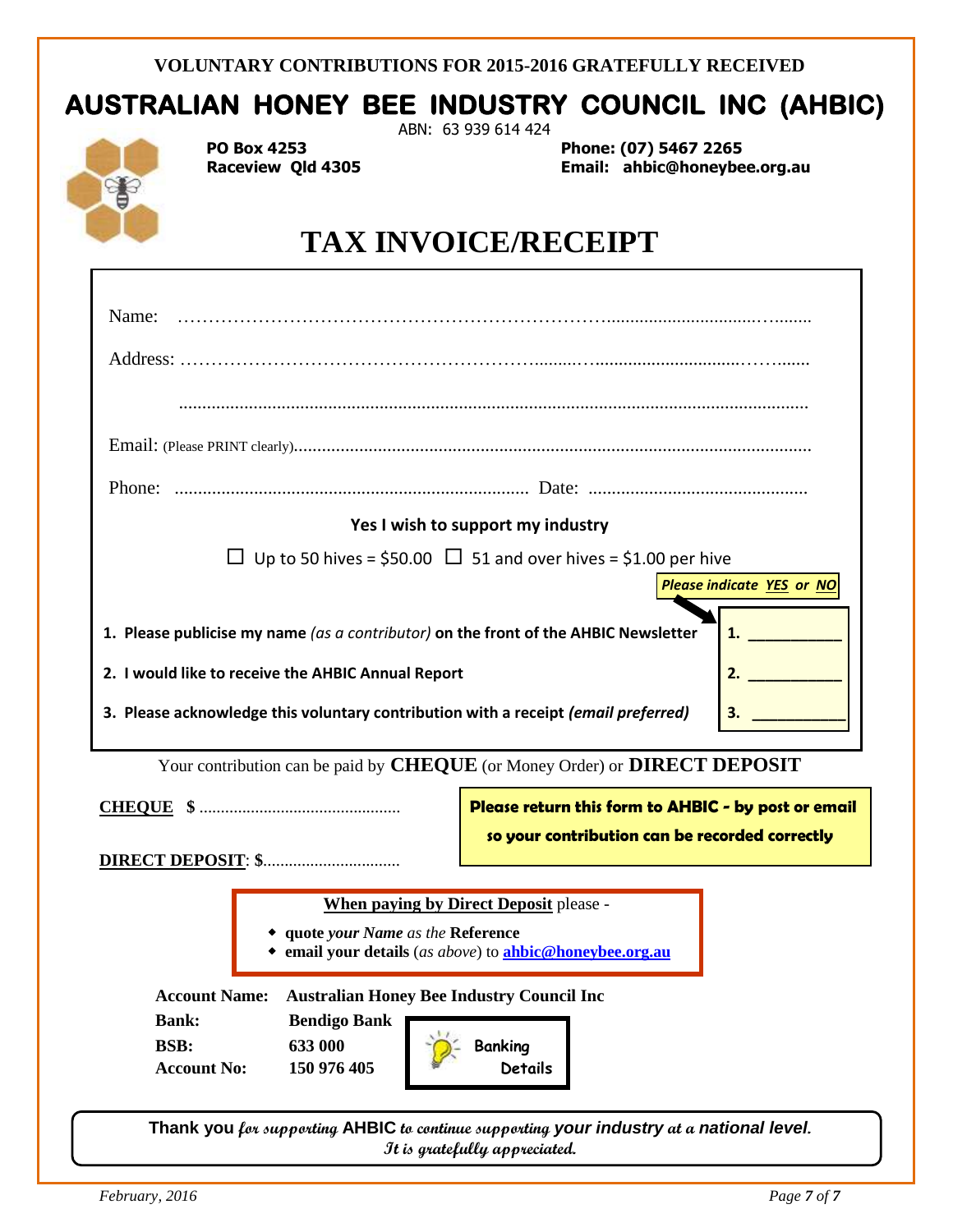**VOLUNTARY CONTRIBUTIONS FOR 2015-2016 GRATEFULLY RECEIVED**

# AUSTRALIAN HONEY BEE INDUSTRY COUNCIL INC (AHBIC)

ABN: 63 939 614 424

**PO Box 4253**
**Raceview Qld 4305**

**Phone: (07) 5467 2265**
**Email: ahbic@honeybee.org.au**

# TAX INVOICE/RECEIPT

Name: ……………………………………………………………………………………………………

Address: ………………………………………………………………………………………………

……………………………………………………………………………………………………………

Email: (Please PRINT clearly)……………………………………………………………………………

Phone: ………………………………………………………… Date: …………………………………

**Yes I wish to support my industry**

☐ Up to 50 hives = $50.00 ☐ 51 and over hives = $1.00 per hive

***Please indicate YES or NO***

| | |
|---|---|
| **1. Please publicise my name** *(as a contributor)* **on the front of the AHBIC Newsletter** | **1.** ________ |
| **2. I would like to receive the AHBIC Annual Report** | **2.** ________ |
| **3. Please acknowledge this voluntary contribution with a receipt** ***(email preferred)*** | **3.** ________ |

Your contribution can be paid by **CHEQUE** (or Money Order) or **DIRECT DEPOSIT**

**CHEQUE $** ……………………………………

**DIRECT DEPOSIT**: **$**……………………………

**Please return this form to AHBIC - by post or email so your contribution can be recorded correctly**

**When paying by Direct Deposit** please -

- **quote** ***your Name*** *as the* **Reference**
- **email your details** (*as above*) to **ahbic@honeybee.org.au**

| | |
|---|---|
| **Account Name:** | **Australian Honey Bee Industry Council Inc** |
| **Bank:** | **Bendigo Bank** |
| **BSB:** | **633 000** |
| **Account No:** | **150 976 405** |

Banking Details

**Thank you** *for supporting* **AHBIC** *to continue supporting* ***your industry*** *at a* ***national level.***
*It is gratefully appreciated.*

*February, 2016*